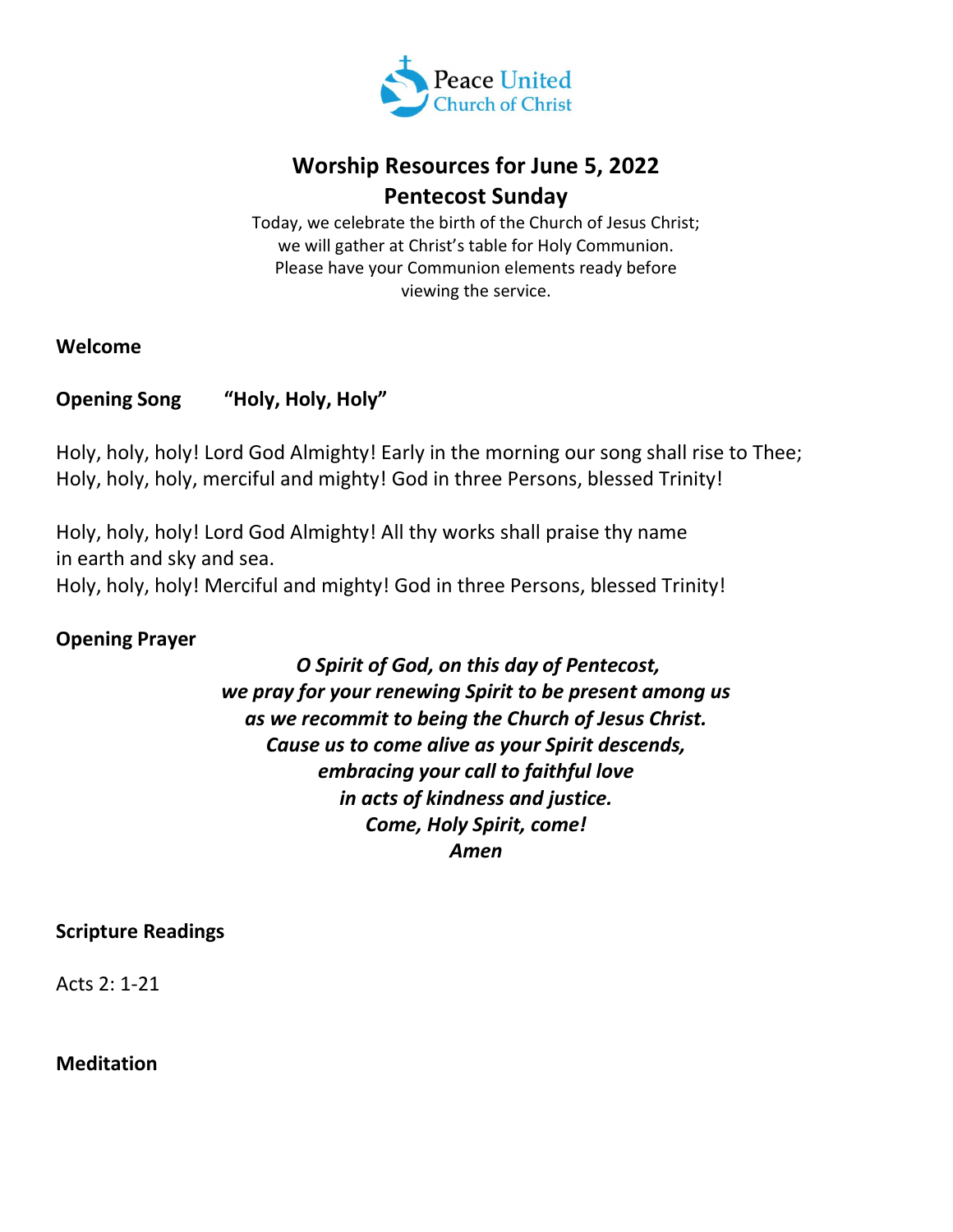Peace United Church of Christ

# Worship Resources for June 5, 2022
## Pentecost Sunday

Today, we celebrate the birth of the Church of Jesus Christ;
we will gather at Christ's table for Holy Communion.
Please have your Communion elements ready before
viewing the service.

**Welcome**

**Opening Song** **"Holy, Holy, Holy"**

Holy, holy, holy! Lord God Almighty! Early in the morning our song shall rise to Thee;
Holy, holy, holy, merciful and mighty! God in three Persons, blessed Trinity!

Holy, holy, holy! Lord God Almighty! All thy works shall praise thy name
in earth and sky and sea.
Holy, holy, holy! Merciful and mighty! God in three Persons, blessed Trinity!

**Opening Prayer**

***O Spirit of God, on this day of Pentecost,***
***we pray for your renewing Spirit to be present among us***
***as we recommit to being the Church of Jesus Christ.***
***Cause us to come alive as your Spirit descends,***
***embracing your call to faithful love***
***in acts of kindness and justice.***
***Come, Holy Spirit, come!***
***Amen***

**Scripture Readings**

Acts 2: 1-21

**Meditation**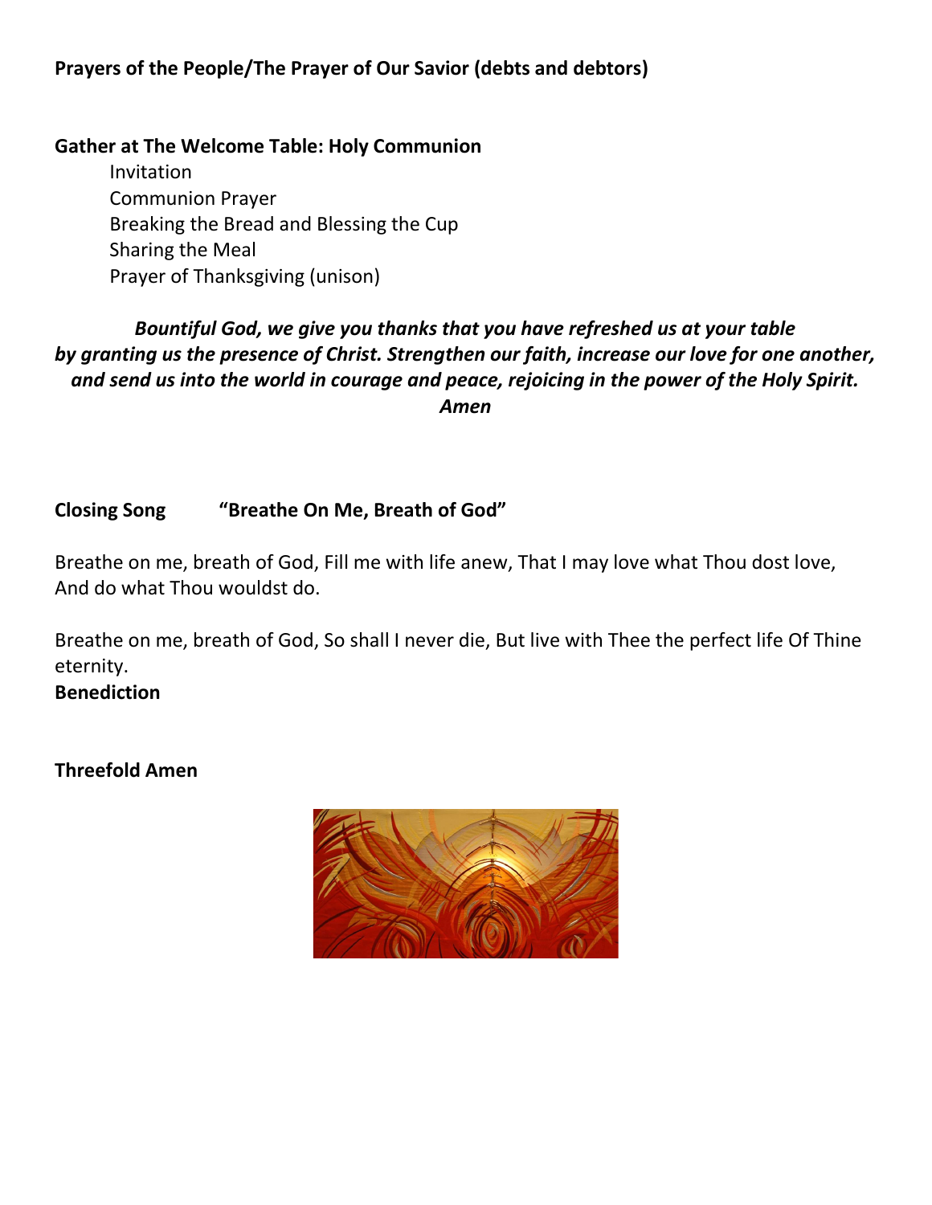**Prayers of the People/The Prayer of Our Savior (debts and debtors)**

**Gather at The Welcome Table: Holy Communion**

Invitation
Communion Prayer
Breaking the Bread and Blessing the Cup
Sharing the Meal
Prayer of Thanksgiving (unison)

***Bountiful God, we give you thanks that you have refreshed us at your table by granting us the presence of Christ. Strengthen our faith, increase our love for one another, and send us into the world in courage and peace, rejoicing in the power of the Holy Spirit. Amen***

**Closing Song "Breathe On Me, Breath of God"**

Breathe on me, breath of God, Fill me with life anew, That I may love what Thou dost love, And do what Thou wouldst do.

Breathe on me, breath of God, So shall I never die, But live with Thee the perfect life Of Thine eternity.

**Benediction**

**Threefold Amen**